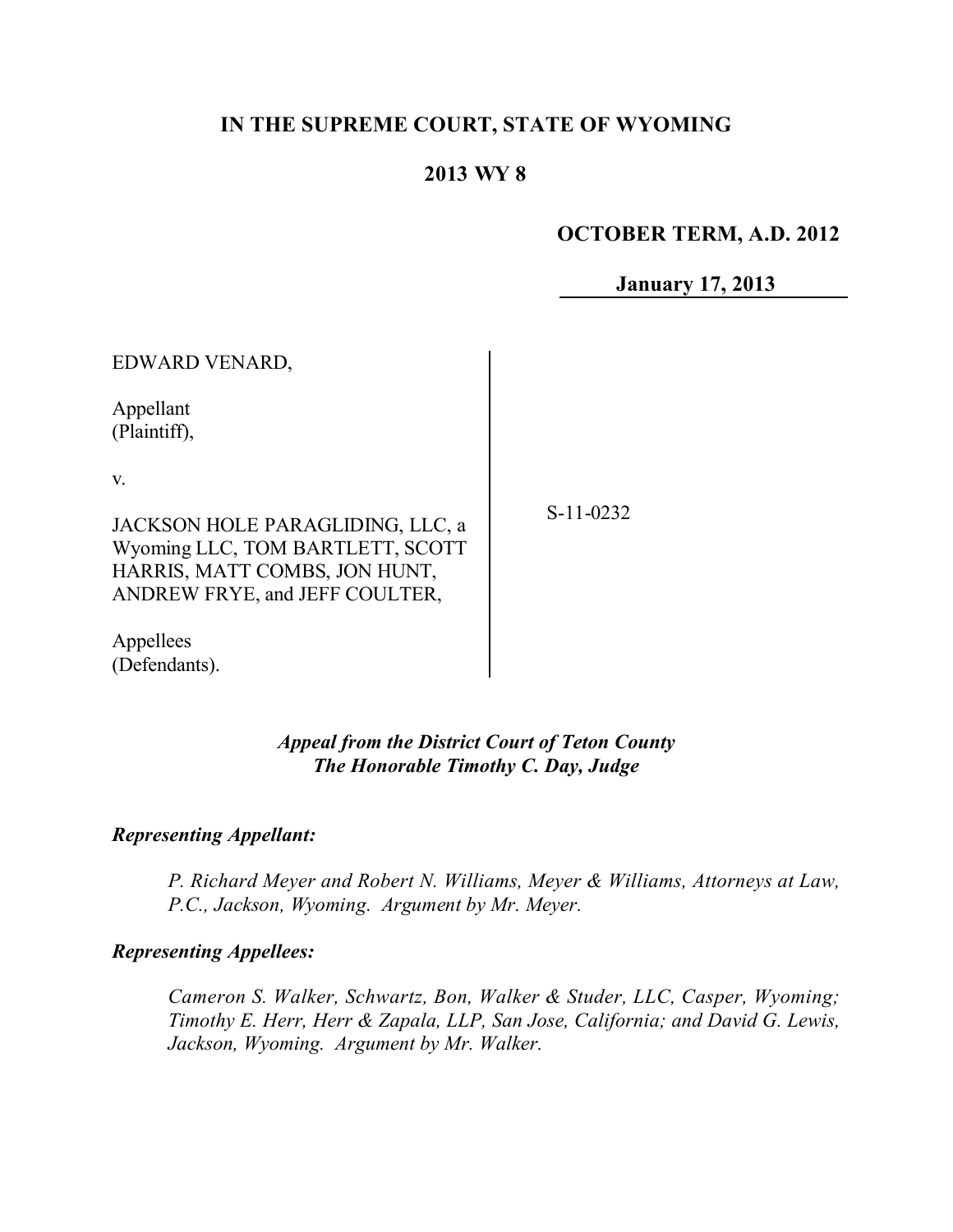**IN THE SUPREME COURT, STATE OF WYOMING**

**2013 WY 8**

**OCTOBER TERM, A.D. 2012**

**January 17, 2013**

EDWARD VENARD,

Appellant
(Plaintiff),

v.

JACKSON HOLE PARAGLIDING, LLC, a Wyoming LLC, TOM BARTLETT, SCOTT HARRIS, MATT COMBS, JON HUNT, ANDREW FRYE, and JEFF COULTER,

Appellees
(Defendants).

S-11-0232

*Appeal from the District Court of Teton County*
*The Honorable Timothy C. Day, Judge*

***Representing Appellant:***

*P. Richard Meyer and Robert N. Williams, Meyer & Williams, Attorneys at Law, P.C., Jackson, Wyoming. Argument by Mr. Meyer.*

***Representing Appellees:***

*Cameron S. Walker, Schwartz, Bon, Walker & Studer, LLC, Casper, Wyoming; Timothy E. Herr, Herr & Zapala, LLP, San Jose, California; and David G. Lewis, Jackson, Wyoming. Argument by Mr. Walker.*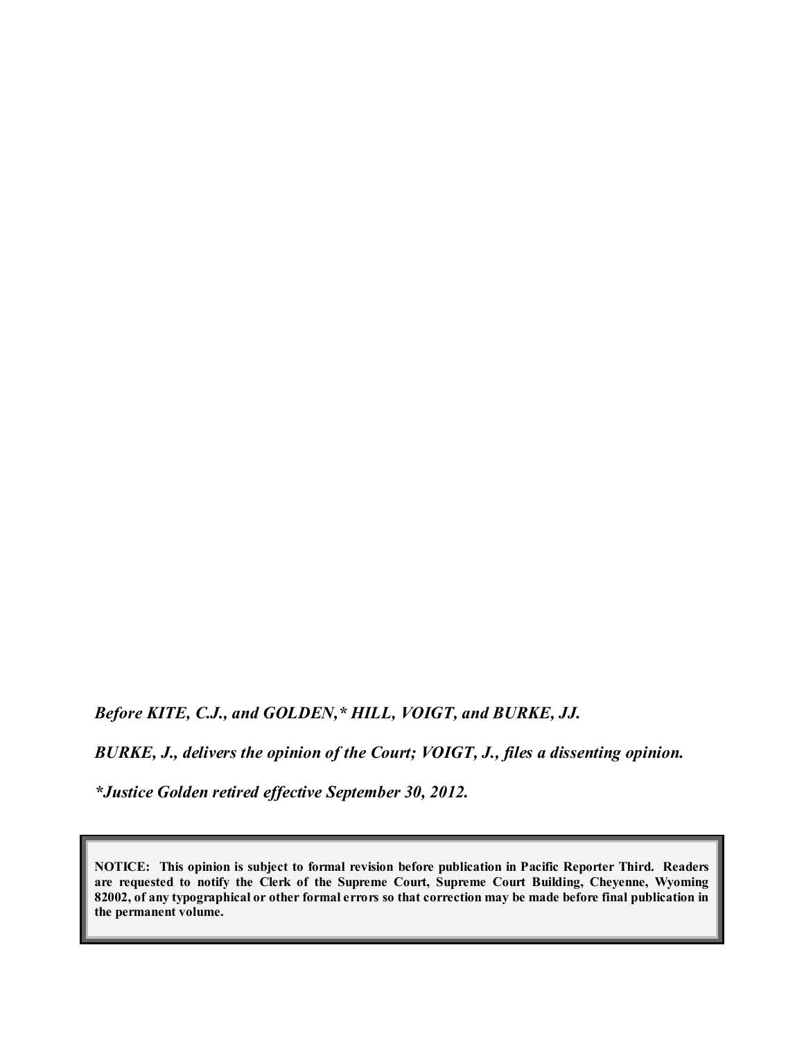*Before KITE, C.J., and GOLDEN,* HILL, VOIGT, and BURKE, JJ.*

*BURKE, J., delivers the opinion of the Court; VOIGT, J., files a dissenting opinion.*

**Justice Golden retired effective September 30, 2012.*

**NOTICE: This opinion is subject to formal revision before publication in Pacific Reporter Third. Readers are requested to notify the Clerk of the Supreme Court, Supreme Court Building, Cheyenne, Wyoming 82002, of any typographical or other formal errors so that correction may be made before final publication in the permanent volume.**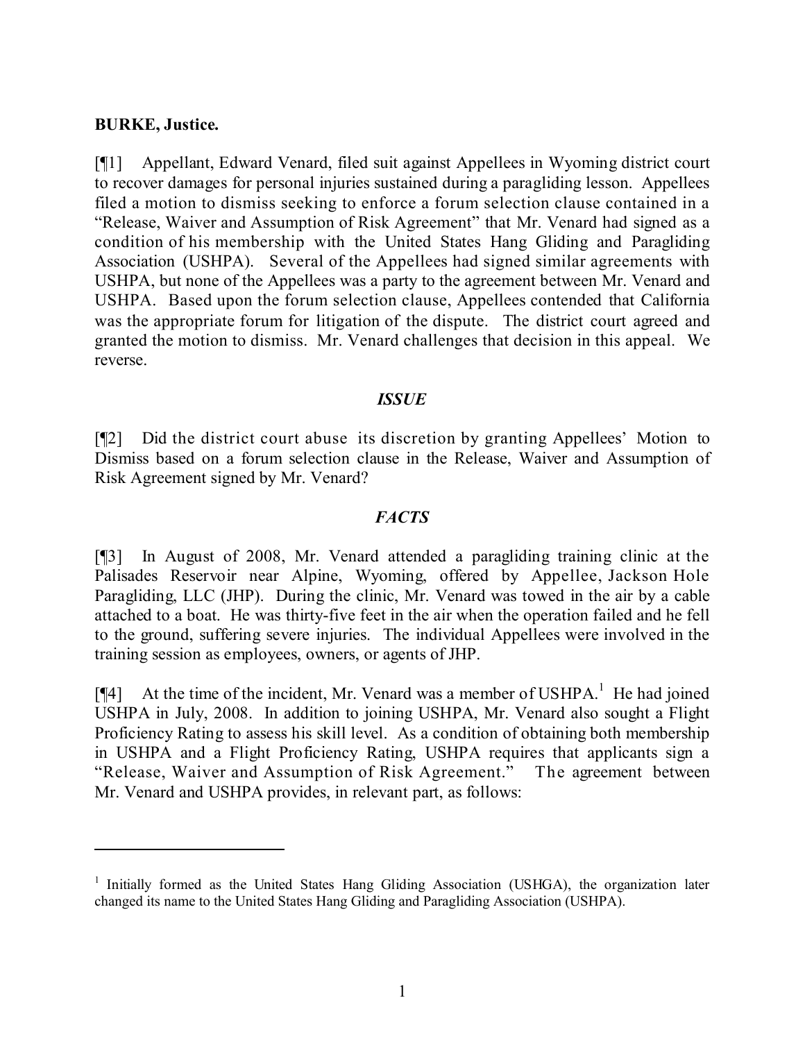**BURKE, Justice.**

[¶1] Appellant, Edward Venard, filed suit against Appellees in Wyoming district court to recover damages for personal injuries sustained during a paragliding lesson. Appellees filed a motion to dismiss seeking to enforce a forum selection clause contained in a "Release, Waiver and Assumption of Risk Agreement" that Mr. Venard had signed as a condition of his membership with the United States Hang Gliding and Paragliding Association (USHPA). Several of the Appellees had signed similar agreements with USHPA, but none of the Appellees was a party to the agreement between Mr. Venard and USHPA. Based upon the forum selection clause, Appellees contended that California was the appropriate forum for litigation of the dispute. The district court agreed and granted the motion to dismiss. Mr. Venard challenges that decision in this appeal. We reverse.

### *ISSUE*

[¶2] Did the district court abuse its discretion by granting Appellees' Motion to Dismiss based on a forum selection clause in the Release, Waiver and Assumption of Risk Agreement signed by Mr. Venard?

### *FACTS*

[¶3] In August of 2008, Mr. Venard attended a paragliding training clinic at the Palisades Reservoir near Alpine, Wyoming, offered by Appellee, Jackson Hole Paragliding, LLC (JHP). During the clinic, Mr. Venard was towed in the air by a cable attached to a boat. He was thirty-five feet in the air when the operation failed and he fell to the ground, suffering severe injuries. The individual Appellees were involved in the training session as employees, owners, or agents of JHP.

[¶4] At the time of the incident, Mr. Venard was a member of USHPA.[1] He had joined USHPA in July, 2008. In addition to joining USHPA, Mr. Venard also sought a Flight Proficiency Rating to assess his skill level. As a condition of obtaining both membership in USHPA and a Flight Proficiency Rating, USHPA requires that applicants sign a "Release, Waiver and Assumption of Risk Agreement." The agreement between Mr. Venard and USHPA provides, in relevant part, as follows:

---

[1] Initially formed as the United States Hang Gliding Association (USHGA), the organization later changed its name to the United States Hang Gliding and Paragliding Association (USHPA).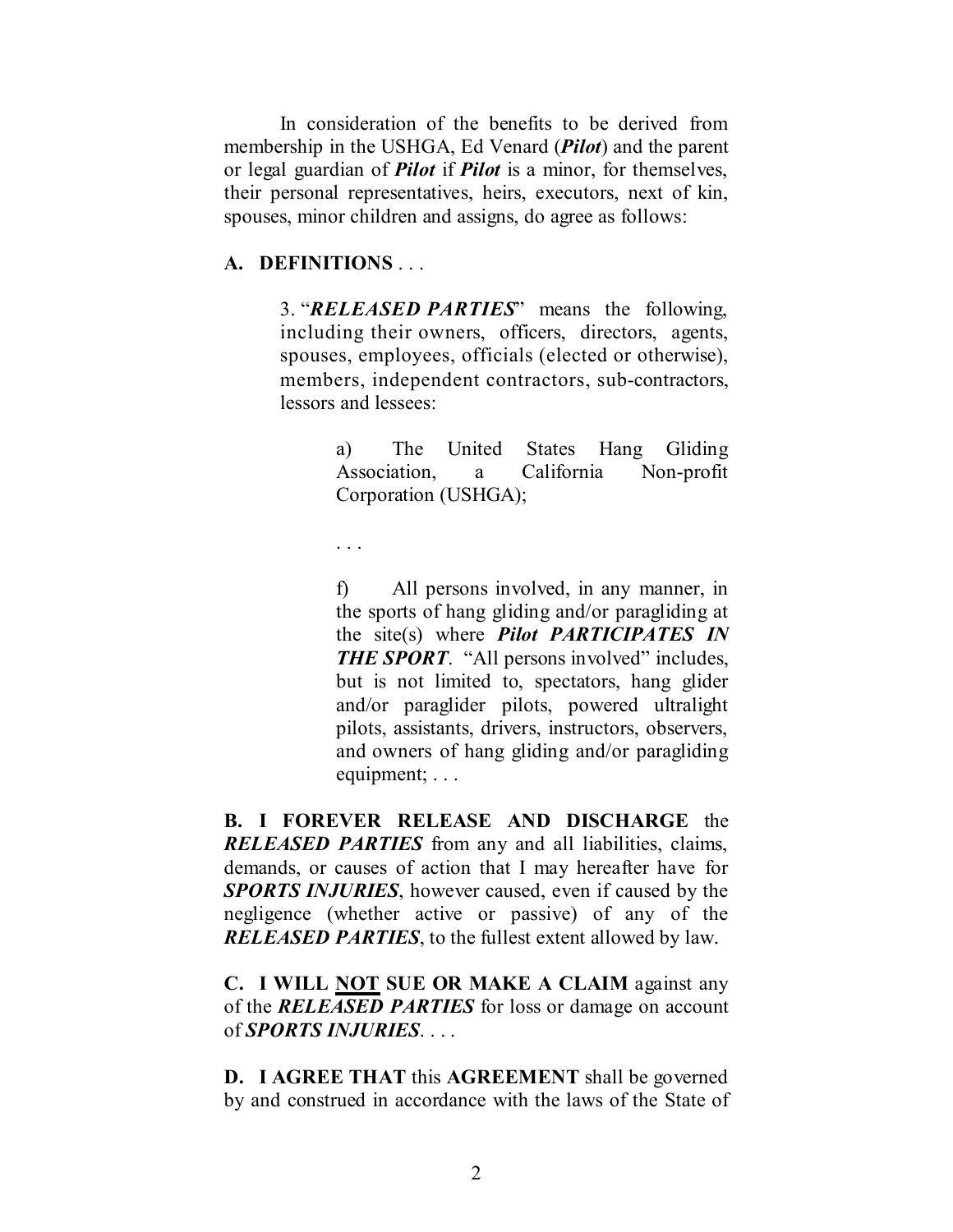In consideration of the benefits to be derived from membership in the USHGA, Ed Venard (***Pilot***) and the parent or legal guardian of ***Pilot*** if ***Pilot*** is a minor, for themselves, their personal representatives, heirs, executors, next of kin, spouses, minor children and assigns, do agree as follows:

**A. DEFINITIONS** . . .

> 3. "***RELEASED PARTIES***" means the following, including their owners, officers, directors, agents, spouses, employees, officials (elected or otherwise), members, independent contractors, sub-contractors, lessors and lessees:
>
> > a) The United States Hang Gliding Association, a California Non-profit Corporation (USHGA);
> >
> > . . .
> >
> > f) All persons involved, in any manner, in the sports of hang gliding and/or paragliding at the site(s) where ***Pilot PARTICIPATES IN THE SPORT***. "All persons involved" includes, but is not limited to, spectators, hang glider and/or paraglider pilots, powered ultralight pilots, assistants, drivers, instructors, observers, and owners of hang gliding and/or paragliding equipment; . . .

**B. I FOREVER RELEASE AND DISCHARGE** the ***RELEASED PARTIES*** from any and all liabilities, claims, demands, or causes of action that I may hereafter have for ***SPORTS INJURIES***, however caused, even if caused by the negligence (whether active or passive) of any of the ***RELEASED PARTIES***, to the fullest extent allowed by law.

**C. I WILL <u>NOT</u> SUE OR MAKE A CLAIM** against any of the ***RELEASED PARTIES*** for loss or damage on account of ***SPORTS INJURIES***. . . .

**D. I AGREE THAT** this **AGREEMENT** shall be governed by and construed in accordance with the laws of the State of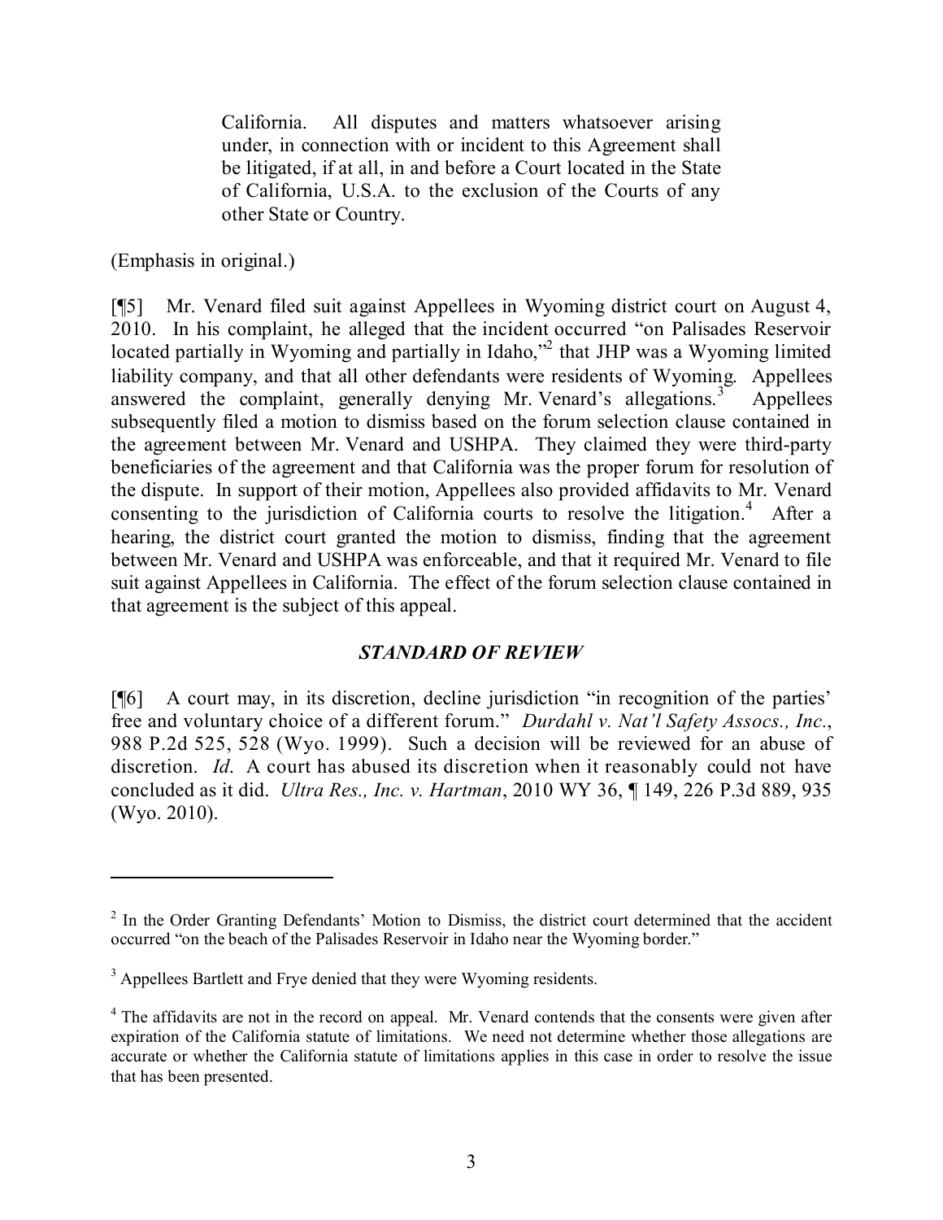> California. All disputes and matters whatsoever arising under, in connection with or incident to this Agreement shall be litigated, if at all, in and before a Court located in the State of California, U.S.A. to the exclusion of the Courts of any other State or Country.

(Emphasis in original.)

[¶5] Mr. Venard filed suit against Appellees in Wyoming district court on August 4, 2010. In his complaint, he alleged that the incident occurred "on Palisades Reservoir located partially in Wyoming and partially in Idaho,"[2] that JHP was a Wyoming limited liability company, and that all other defendants were residents of Wyoming. Appellees answered the complaint, generally denying Mr. Venard's allegations.[3] Appellees subsequently filed a motion to dismiss based on the forum selection clause contained in the agreement between Mr. Venard and USHPA. They claimed they were third-party beneficiaries of the agreement and that California was the proper forum for resolution of the dispute. In support of their motion, Appellees also provided affidavits to Mr. Venard consenting to the jurisdiction of California courts to resolve the litigation.[4] After a hearing, the district court granted the motion to dismiss, finding that the agreement between Mr. Venard and USHPA was enforceable, and that it required Mr. Venard to file suit against Appellees in California. The effect of the forum selection clause contained in that agreement is the subject of this appeal.

### *STANDARD OF REVIEW*

[¶6] A court may, in its discretion, decline jurisdiction "in recognition of the parties' free and voluntary choice of a different forum." *Durdahl v. Nat'l Safety Assocs., Inc.*, 988 P.2d 525, 528 (Wyo. 1999). Such a decision will be reviewed for an abuse of discretion. *Id*. A court has abused its discretion when it reasonably could not have concluded as it did. *Ultra Res., Inc. v. Hartman*, 2010 WY 36, ¶ 149, 226 P.3d 889, 935 (Wyo. 2010).

---

[2] In the Order Granting Defendants' Motion to Dismiss, the district court determined that the accident occurred "on the beach of the Palisades Reservoir in Idaho near the Wyoming border."

[3] Appellees Bartlett and Frye denied that they were Wyoming residents.

[4] The affidavits are not in the record on appeal. Mr. Venard contends that the consents were given after expiration of the California statute of limitations. We need not determine whether those allegations are accurate or whether the California statute of limitations applies in this case in order to resolve the issue that has been presented.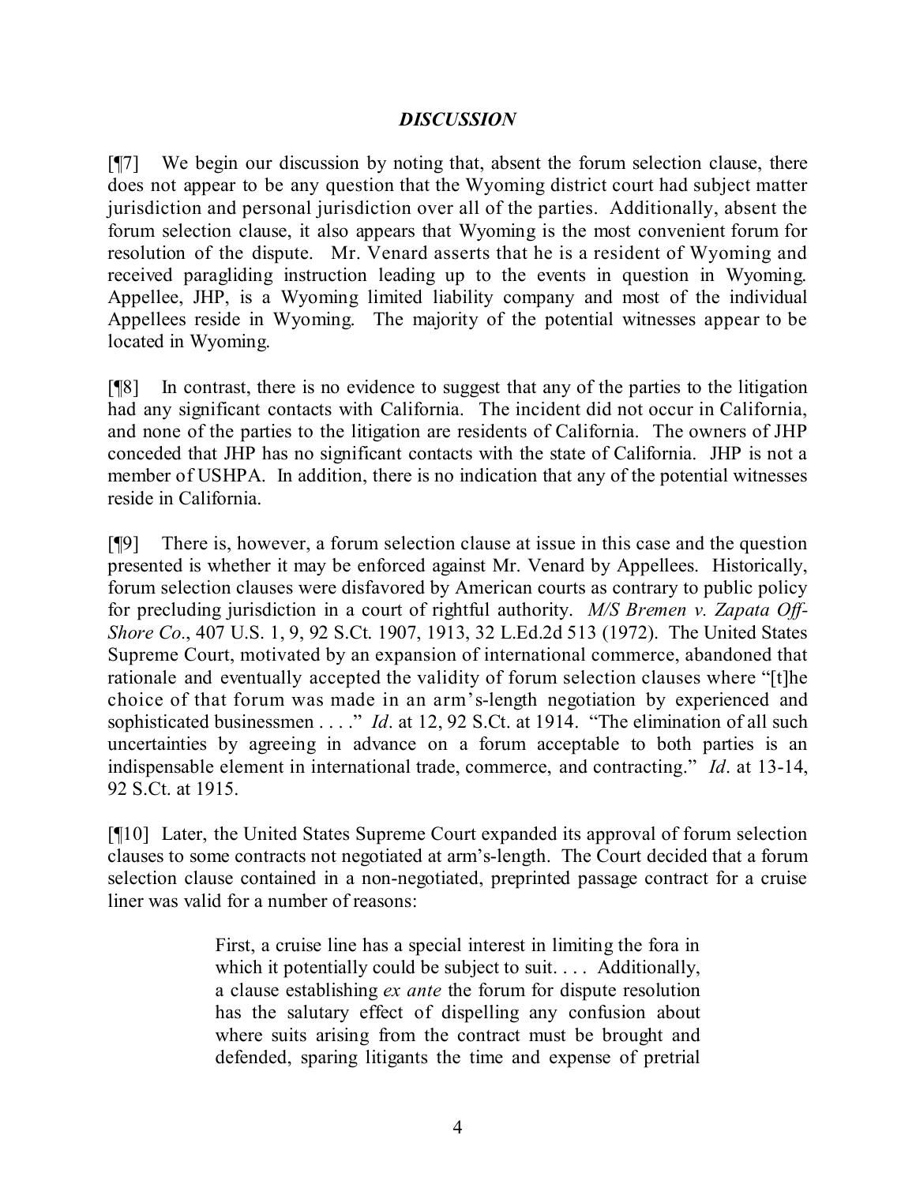## *DISCUSSION*

[¶7] We begin our discussion by noting that, absent the forum selection clause, there does not appear to be any question that the Wyoming district court had subject matter jurisdiction and personal jurisdiction over all of the parties. Additionally, absent the forum selection clause, it also appears that Wyoming is the most convenient forum for resolution of the dispute. Mr. Venard asserts that he is a resident of Wyoming and received paragliding instruction leading up to the events in question in Wyoming. Appellee, JHP, is a Wyoming limited liability company and most of the individual Appellees reside in Wyoming. The majority of the potential witnesses appear to be located in Wyoming.

[¶8] In contrast, there is no evidence to suggest that any of the parties to the litigation had any significant contacts with California. The incident did not occur in California, and none of the parties to the litigation are residents of California. The owners of JHP conceded that JHP has no significant contacts with the state of California. JHP is not a member of USHPA. In addition, there is no indication that any of the potential witnesses reside in California.

[¶9] There is, however, a forum selection clause at issue in this case and the question presented is whether it may be enforced against Mr. Venard by Appellees. Historically, forum selection clauses were disfavored by American courts as contrary to public policy for precluding jurisdiction in a court of rightful authority. *M/S Bremen v. Zapata Off-Shore Co.*, 407 U.S. 1, 9, 92 S.Ct. 1907, 1913, 32 L.Ed.2d 513 (1972). The United States Supreme Court, motivated by an expansion of international commerce, abandoned that rationale and eventually accepted the validity of forum selection clauses where "[t]he choice of that forum was made in an arm's-length negotiation by experienced and sophisticated businessmen . . . ." *Id*. at 12, 92 S.Ct. at 1914. "The elimination of all such uncertainties by agreeing in advance on a forum acceptable to both parties is an indispensable element in international trade, commerce, and contracting." *Id*. at 13-14, 92 S.Ct. at 1915.

[¶10] Later, the United States Supreme Court expanded its approval of forum selection clauses to some contracts not negotiated at arm's-length. The Court decided that a forum selection clause contained in a non-negotiated, preprinted passage contract for a cruise liner was valid for a number of reasons:

> First, a cruise line has a special interest in limiting the fora in which it potentially could be subject to suit. . . . Additionally, a clause establishing *ex ante* the forum for dispute resolution has the salutary effect of dispelling any confusion about where suits arising from the contract must be brought and defended, sparing litigants the time and expense of pretrial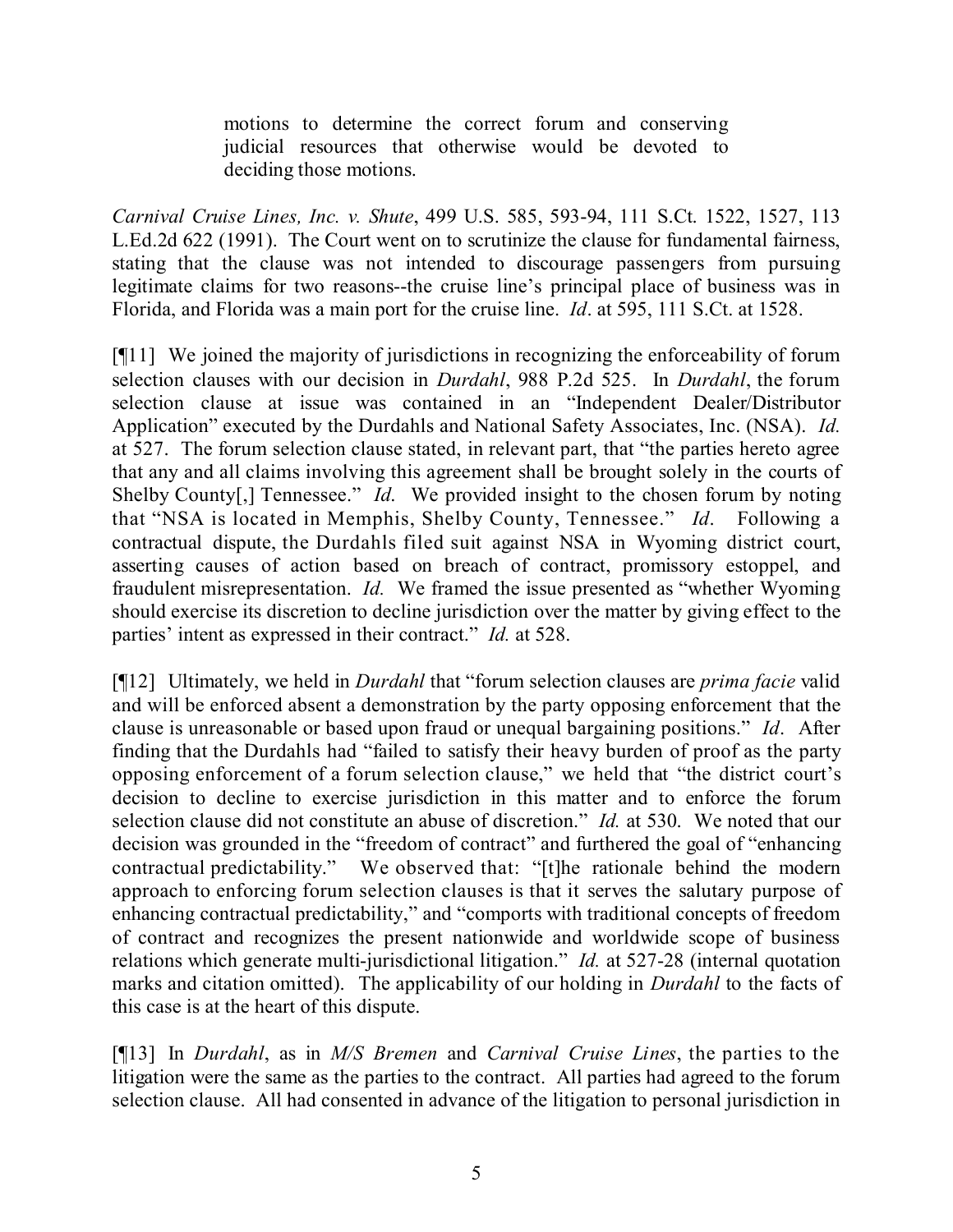> motions to determine the correct forum and conserving judicial resources that otherwise would be devoted to deciding those motions.

*Carnival Cruise Lines, Inc. v. Shute*, 499 U.S. 585, 593-94, 111 S.Ct. 1522, 1527, 113 L.Ed.2d 622 (1991). The Court went on to scrutinize the clause for fundamental fairness, stating that the clause was not intended to discourage passengers from pursuing legitimate claims for two reasons--the cruise line's principal place of business was in Florida, and Florida was a main port for the cruise line. *Id*. at 595, 111 S.Ct. at 1528.

[¶11] We joined the majority of jurisdictions in recognizing the enforceability of forum selection clauses with our decision in *Durdahl*, 988 P.2d 525. In *Durdahl*, the forum selection clause at issue was contained in an "Independent Dealer/Distributor Application" executed by the Durdahls and National Safety Associates, Inc. (NSA). *Id.* at 527. The forum selection clause stated, in relevant part, that "the parties hereto agree that any and all claims involving this agreement shall be brought solely in the courts of Shelby County[,] Tennessee." *Id*. We provided insight to the chosen forum by noting that "NSA is located in Memphis, Shelby County, Tennessee." *Id*. Following a contractual dispute, the Durdahls filed suit against NSA in Wyoming district court, asserting causes of action based on breach of contract, promissory estoppel, and fraudulent misrepresentation. *Id.* We framed the issue presented as "whether Wyoming should exercise its discretion to decline jurisdiction over the matter by giving effect to the parties' intent as expressed in their contract." *Id.* at 528.

[¶12] Ultimately, we held in *Durdahl* that "forum selection clauses are *prima facie* valid and will be enforced absent a demonstration by the party opposing enforcement that the clause is unreasonable or based upon fraud or unequal bargaining positions." *Id*. After finding that the Durdahls had "failed to satisfy their heavy burden of proof as the party opposing enforcement of a forum selection clause," we held that "the district court's decision to decline to exercise jurisdiction in this matter and to enforce the forum selection clause did not constitute an abuse of discretion." *Id.* at 530. We noted that our decision was grounded in the "freedom of contract" and furthered the goal of "enhancing contractual predictability." We observed that: "[t]he rationale behind the modern approach to enforcing forum selection clauses is that it serves the salutary purpose of enhancing contractual predictability," and "comports with traditional concepts of freedom of contract and recognizes the present nationwide and worldwide scope of business relations which generate multi-jurisdictional litigation." *Id.* at 527-28 (internal quotation marks and citation omitted). The applicability of our holding in *Durdahl* to the facts of this case is at the heart of this dispute.

[¶13] In *Durdahl*, as in *M/S Bremen* and *Carnival Cruise Lines*, the parties to the litigation were the same as the parties to the contract. All parties had agreed to the forum selection clause. All had consented in advance of the litigation to personal jurisdiction in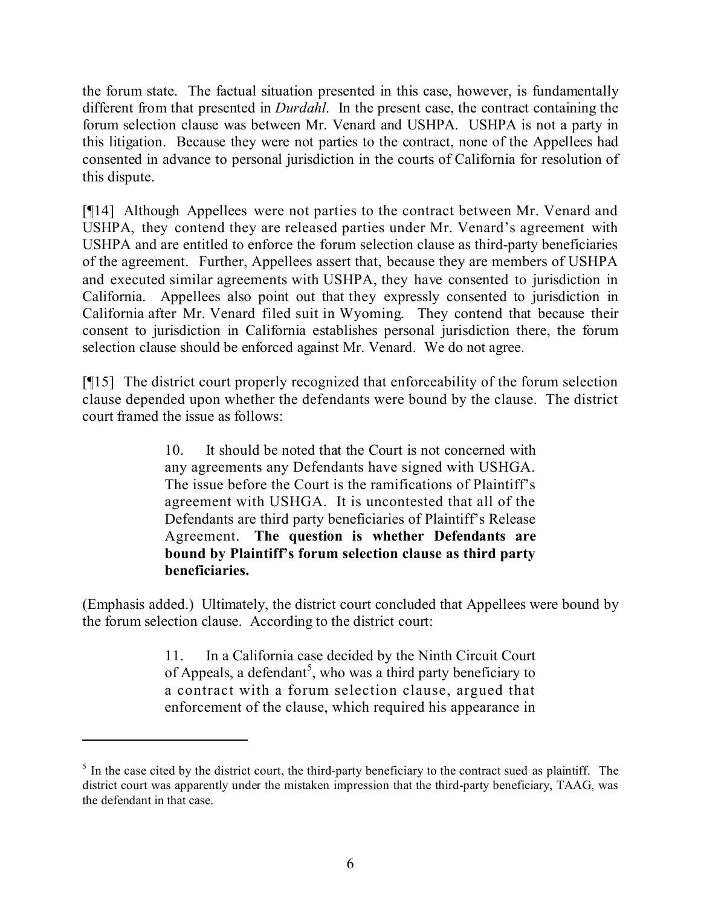the forum state. The factual situation presented in this case, however, is fundamentally different from that presented in *Durdahl*. In the present case, the contract containing the forum selection clause was between Mr. Venard and USHPA. USHPA is not a party in this litigation. Because they were not parties to the contract, none of the Appellees had consented in advance to personal jurisdiction in the courts of California for resolution of this dispute.

[¶14] Although Appellees were not parties to the contract between Mr. Venard and USHPA, they contend they are released parties under Mr. Venard's agreement with USHPA and are entitled to enforce the forum selection clause as third-party beneficiaries of the agreement. Further, Appellees assert that, because they are members of USHPA and executed similar agreements with USHPA, they have consented to jurisdiction in California. Appellees also point out that they expressly consented to jurisdiction in California after Mr. Venard filed suit in Wyoming. They contend that because their consent to jurisdiction in California establishes personal jurisdiction there, the forum selection clause should be enforced against Mr. Venard. We do not agree.

[¶15] The district court properly recognized that enforceability of the forum selection clause depended upon whether the defendants were bound by the clause. The district court framed the issue as follows:

> 10. It should be noted that the Court is not concerned with any agreements any Defendants have signed with USHGA. The issue before the Court is the ramifications of Plaintiff's agreement with USHGA. It is uncontested that all of the Defendants are third party beneficiaries of Plaintiff's Release Agreement. **The question is whether Defendants are bound by Plaintiff's forum selection clause as third party beneficiaries.**

(Emphasis added.) Ultimately, the district court concluded that Appellees were bound by the forum selection clause. According to the district court:

> 11. In a California case decided by the Ninth Circuit Court of Appeals, a defendant[5], who was a third party beneficiary to a contract with a forum selection clause, argued that enforcement of the clause, which required his appearance in

[5] In the case cited by the district court, the third-party beneficiary to the contract sued as plaintiff. The district court was apparently under the mistaken impression that the third-party beneficiary, TAAG, was the defendant in that case.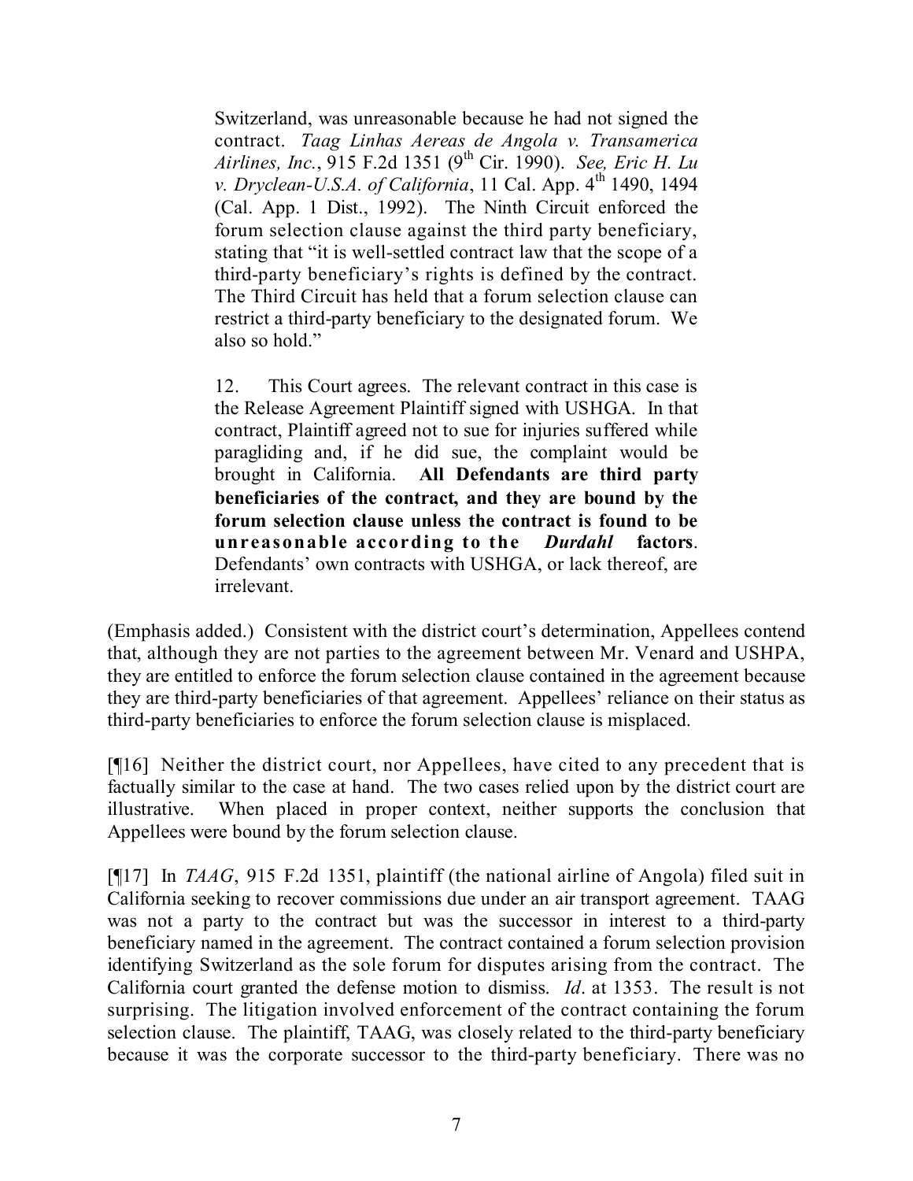> Switzerland, was unreasonable because he had not signed the contract. *Taag Linhas Aereas de Angola v. Transamerica Airlines, Inc.*, 915 F.2d 1351 (9th Cir. 1990). *See, Eric H. Lu v. Dryclean-U.S.A. of California*, 11 Cal. App. 4th 1490, 1494 (Cal. App. 1 Dist., 1992). The Ninth Circuit enforced the forum selection clause against the third party beneficiary, stating that "it is well-settled contract law that the scope of a third-party beneficiary's rights is defined by the contract. The Third Circuit has held that a forum selection clause can restrict a third-party beneficiary to the designated forum. We also so hold."
>
> 12. This Court agrees. The relevant contract in this case is the Release Agreement Plaintiff signed with USHGA. In that contract, Plaintiff agreed not to sue for injuries suffered while paragliding and, if he did sue, the complaint would be brought in California. **All Defendants are third party beneficiaries of the contract, and they are bound by the forum selection clause unless the contract is found to be unreasonable according to the *Durdahl* factors**. Defendants' own contracts with USHGA, or lack thereof, are irrelevant.

(Emphasis added.) Consistent with the district court's determination, Appellees contend that, although they are not parties to the agreement between Mr. Venard and USHPA, they are entitled to enforce the forum selection clause contained in the agreement because they are third-party beneficiaries of that agreement. Appellees' reliance on their status as third-party beneficiaries to enforce the forum selection clause is misplaced.

[¶16] Neither the district court, nor Appellees, have cited to any precedent that is factually similar to the case at hand. The two cases relied upon by the district court are illustrative. When placed in proper context, neither supports the conclusion that Appellees were bound by the forum selection clause.

[¶17] In *TAAG*, 915 F.2d 1351, plaintiff (the national airline of Angola) filed suit in California seeking to recover commissions due under an air transport agreement. TAAG was not a party to the contract but was the successor in interest to a third-party beneficiary named in the agreement. The contract contained a forum selection provision identifying Switzerland as the sole forum for disputes arising from the contract. The California court granted the defense motion to dismiss. *Id*. at 1353. The result is not surprising. The litigation involved enforcement of the contract containing the forum selection clause. The plaintiff, TAAG, was closely related to the third-party beneficiary because it was the corporate successor to the third-party beneficiary. There was no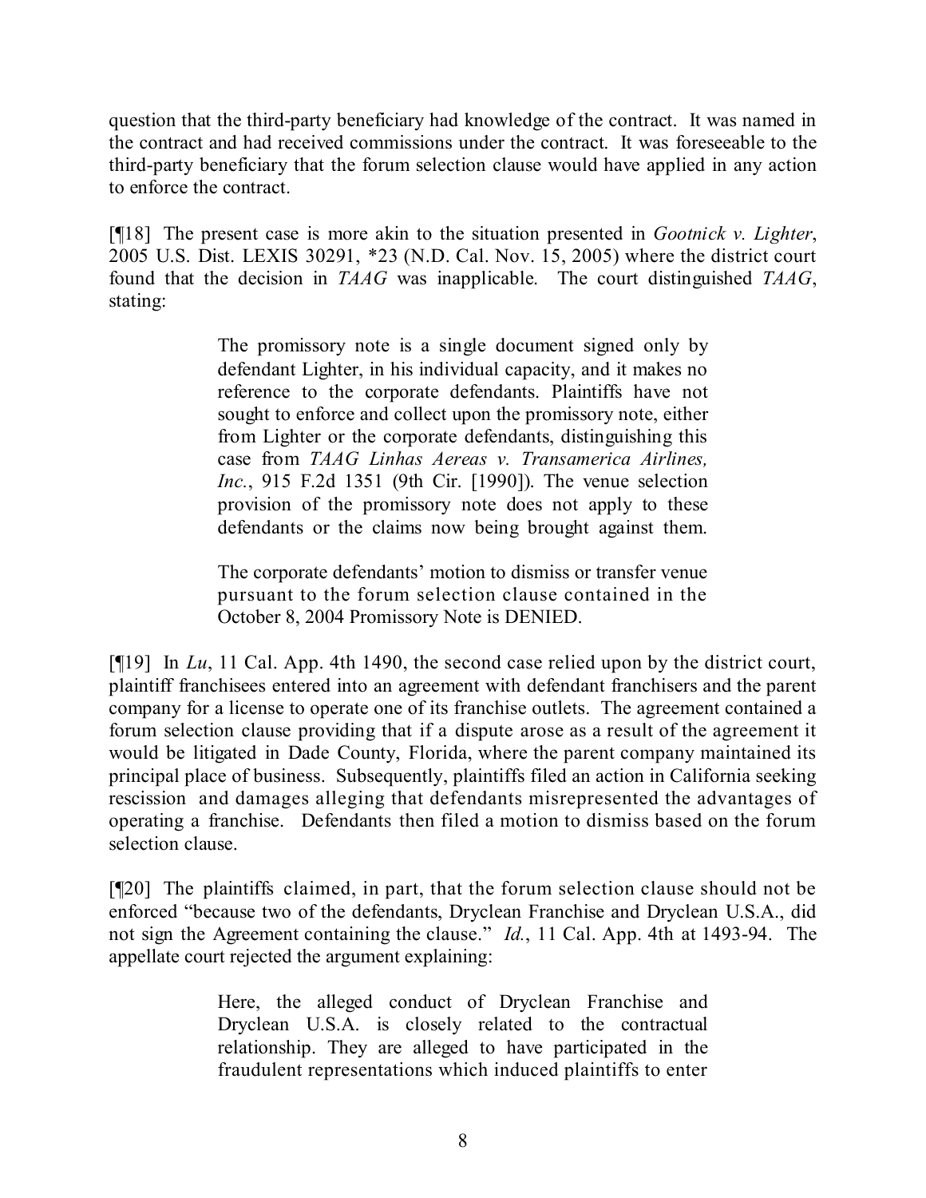question that the third-party beneficiary had knowledge of the contract. It was named in the contract and had received commissions under the contract. It was foreseeable to the third-party beneficiary that the forum selection clause would have applied in any action to enforce the contract.

[¶18] The present case is more akin to the situation presented in *Gootnick v. Lighter*, 2005 U.S. Dist. LEXIS 30291, *23 (N.D. Cal. Nov. 15, 2005) where the district court found that the decision in *TAAG* was inapplicable. The court distinguished *TAAG*, stating:

> The promissory note is a single document signed only by defendant Lighter, in his individual capacity, and it makes no reference to the corporate defendants. Plaintiffs have not sought to enforce and collect upon the promissory note, either from Lighter or the corporate defendants, distinguishing this case from *TAAG Linhas Aereas v. Transamerica Airlines, Inc.*, 915 F.2d 1351 (9th Cir. [1990]). The venue selection provision of the promissory note does not apply to these defendants or the claims now being brought against them.
>
> The corporate defendants' motion to dismiss or transfer venue pursuant to the forum selection clause contained in the October 8, 2004 Promissory Note is DENIED.

[¶19] In *Lu*, 11 Cal. App. 4th 1490, the second case relied upon by the district court, plaintiff franchisees entered into an agreement with defendant franchisers and the parent company for a license to operate one of its franchise outlets. The agreement contained a forum selection clause providing that if a dispute arose as a result of the agreement it would be litigated in Dade County, Florida, where the parent company maintained its principal place of business. Subsequently, plaintiffs filed an action in California seeking rescission and damages alleging that defendants misrepresented the advantages of operating a franchise. Defendants then filed a motion to dismiss based on the forum selection clause.

[¶20] The plaintiffs claimed, in part, that the forum selection clause should not be enforced "because two of the defendants, Dryclean Franchise and Dryclean U.S.A., did not sign the Agreement containing the clause." *Id.*, 11 Cal. App. 4th at 1493-94. The appellate court rejected the argument explaining:

> Here, the alleged conduct of Dryclean Franchise and Dryclean U.S.A. is closely related to the contractual relationship. They are alleged to have participated in the fraudulent representations which induced plaintiffs to enter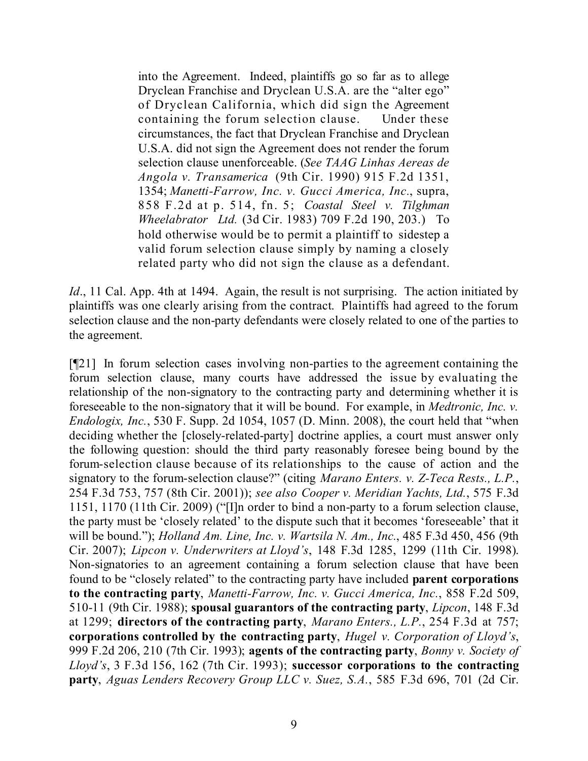> into the Agreement. Indeed, plaintiffs go so far as to allege Dryclean Franchise and Dryclean U.S.A. are the "alter ego" of Dryclean California, which did sign the Agreement containing the forum selection clause. Under these circumstances, the fact that Dryclean Franchise and Dryclean U.S.A. did not sign the Agreement does not render the forum selection clause unenforceable. (*See TAAG Linhas Aereas de Angola v. Transamerica* (9th Cir. 1990) 915 F.2d 1351, 1354; *Manetti-Farrow, Inc. v. Gucci America, Inc*., supra, 858 F.2d at p. 514, fn. 5; *Coastal Steel v. Tilghman Wheelabrator Ltd.* (3d Cir. 1983) 709 F.2d 190, 203.) To hold otherwise would be to permit a plaintiff to sidestep a valid forum selection clause simply by naming a closely related party who did not sign the clause as a defendant.

*Id*., 11 Cal. App. 4th at 1494. Again, the result is not surprising. The action initiated by plaintiffs was one clearly arising from the contract. Plaintiffs had agreed to the forum selection clause and the non-party defendants were closely related to one of the parties to the agreement.

[¶21] In forum selection cases involving non-parties to the agreement containing the forum selection clause, many courts have addressed the issue by evaluating the relationship of the non-signatory to the contracting party and determining whether it is foreseeable to the non-signatory that it will be bound. For example, in *Medtronic, Inc. v. Endologix, Inc.*, 530 F. Supp. 2d 1054, 1057 (D. Minn. 2008), the court held that "when deciding whether the [closely-related-party] doctrine applies, a court must answer only the following question: should the third party reasonably foresee being bound by the forum-selection clause because of its relationships to the cause of action and the signatory to the forum-selection clause?" (citing *Marano Enters. v. Z-Teca Rests., L.P.*, 254 F.3d 753, 757 (8th Cir. 2001)); *see also Cooper v. Meridian Yachts, Ltd.*, 575 F.3d 1151, 1170 (11th Cir. 2009) ("[I]n order to bind a non-party to a forum selection clause, the party must be 'closely related' to the dispute such that it becomes 'foreseeable' that it will be bound."); *Holland Am. Line, Inc. v. Wartsila N. Am., Inc.*, 485 F.3d 450, 456 (9th Cir. 2007); *Lipcon v. Underwriters at Lloyd's*, 148 F.3d 1285, 1299 (11th Cir. 1998). Non-signatories to an agreement containing a forum selection clause that have been found to be "closely related" to the contracting party have included **parent corporations to the contracting party**, *Manetti-Farrow, Inc. v. Gucci America, Inc.*, 858 F.2d 509, 510-11 (9th Cir. 1988); **spousal guarantors of the contracting party**, *Lipcon*, 148 F.3d at 1299; **directors of the contracting party**, *Marano Enters., L.P.*, 254 F.3d at 757; **corporations controlled by the contracting party**, *Hugel v. Corporation of Lloyd's*, 999 F.2d 206, 210 (7th Cir. 1993); **agents of the contracting party**, *Bonny v. Society of Lloyd's*, 3 F.3d 156, 162 (7th Cir. 1993); **successor corporations to the contracting party**, *Aguas Lenders Recovery Group LLC v. Suez, S.A.*, 585 F.3d 696, 701 (2d Cir.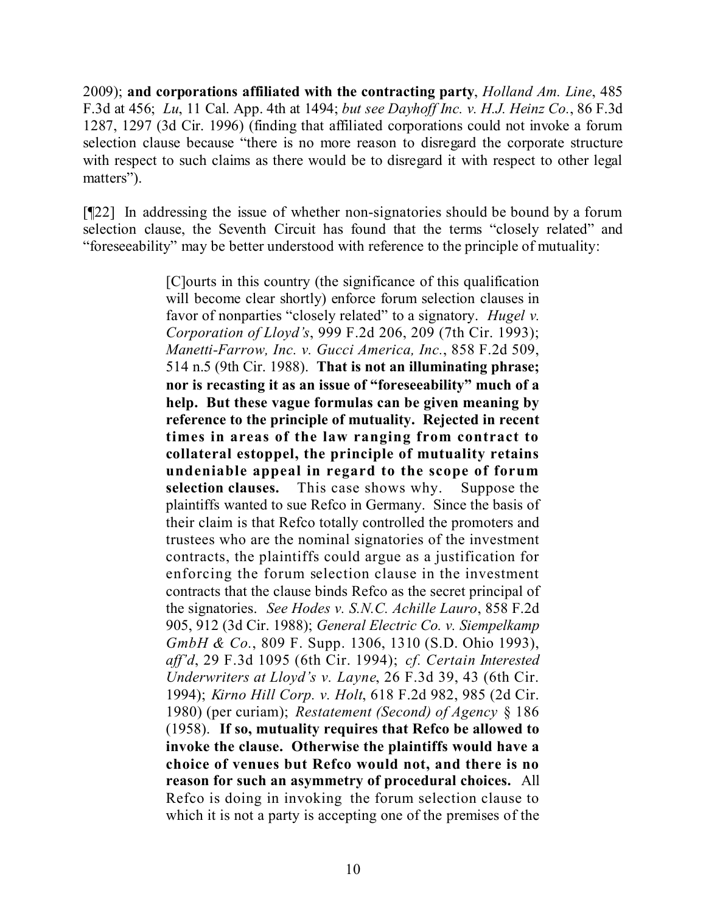2009); **and corporations affiliated with the contracting party**, *Holland Am. Line*, 485 F.3d at 456; *Lu*, 11 Cal. App. 4th at 1494; *but see Dayhoff Inc. v. H.J. Heinz Co.*, 86 F.3d 1287, 1297 (3d Cir. 1996) (finding that affiliated corporations could not invoke a forum selection clause because "there is no more reason to disregard the corporate structure with respect to such claims as there would be to disregard it with respect to other legal matters").

[¶22] In addressing the issue of whether non-signatories should be bound by a forum selection clause, the Seventh Circuit has found that the terms "closely related" and "foreseeability" may be better understood with reference to the principle of mutuality:

> [C]ourts in this country (the significance of this qualification will become clear shortly) enforce forum selection clauses in favor of nonparties "closely related" to a signatory. *Hugel v. Corporation of Lloyd's*, 999 F.2d 206, 209 (7th Cir. 1993); *Manetti-Farrow, Inc. v. Gucci America, Inc.*, 858 F.2d 509, 514 n.5 (9th Cir. 1988). **That is not an illuminating phrase; nor is recasting it as an issue of "foreseeability" much of a help. But these vague formulas can be given meaning by reference to the principle of mutuality. Rejected in recent times in areas of the law ranging from contract to collateral estoppel, the principle of mutuality retains undeniable appeal in regard to the scope of forum selection clauses.** This case shows why. Suppose the plaintiffs wanted to sue Refco in Germany. Since the basis of their claim is that Refco totally controlled the promoters and trustees who are the nominal signatories of the investment contracts, the plaintiffs could argue as a justification for enforcing the forum selection clause in the investment contracts that the clause binds Refco as the secret principal of the signatories. *See Hodes v. S.N.C. Achille Lauro*, 858 F.2d 905, 912 (3d Cir. 1988); *General Electric Co. v. Siempelkamp GmbH & Co.*, 809 F. Supp. 1306, 1310 (S.D. Ohio 1993), *aff'd*, 29 F.3d 1095 (6th Cir. 1994); *cf. Certain Interested Underwriters at Lloyd's v. Layne*, 26 F.3d 39, 43 (6th Cir. 1994); *Kirno Hill Corp. v. Holt*, 618 F.2d 982, 985 (2d Cir. 1980) (per curiam); *Restatement (Second) of Agency* § 186 (1958). **If so, mutuality requires that Refco be allowed to invoke the clause. Otherwise the plaintiffs would have a choice of venues but Refco would not, and there is no reason for such an asymmetry of procedural choices.** All Refco is doing in invoking the forum selection clause to which it is not a party is accepting one of the premises of the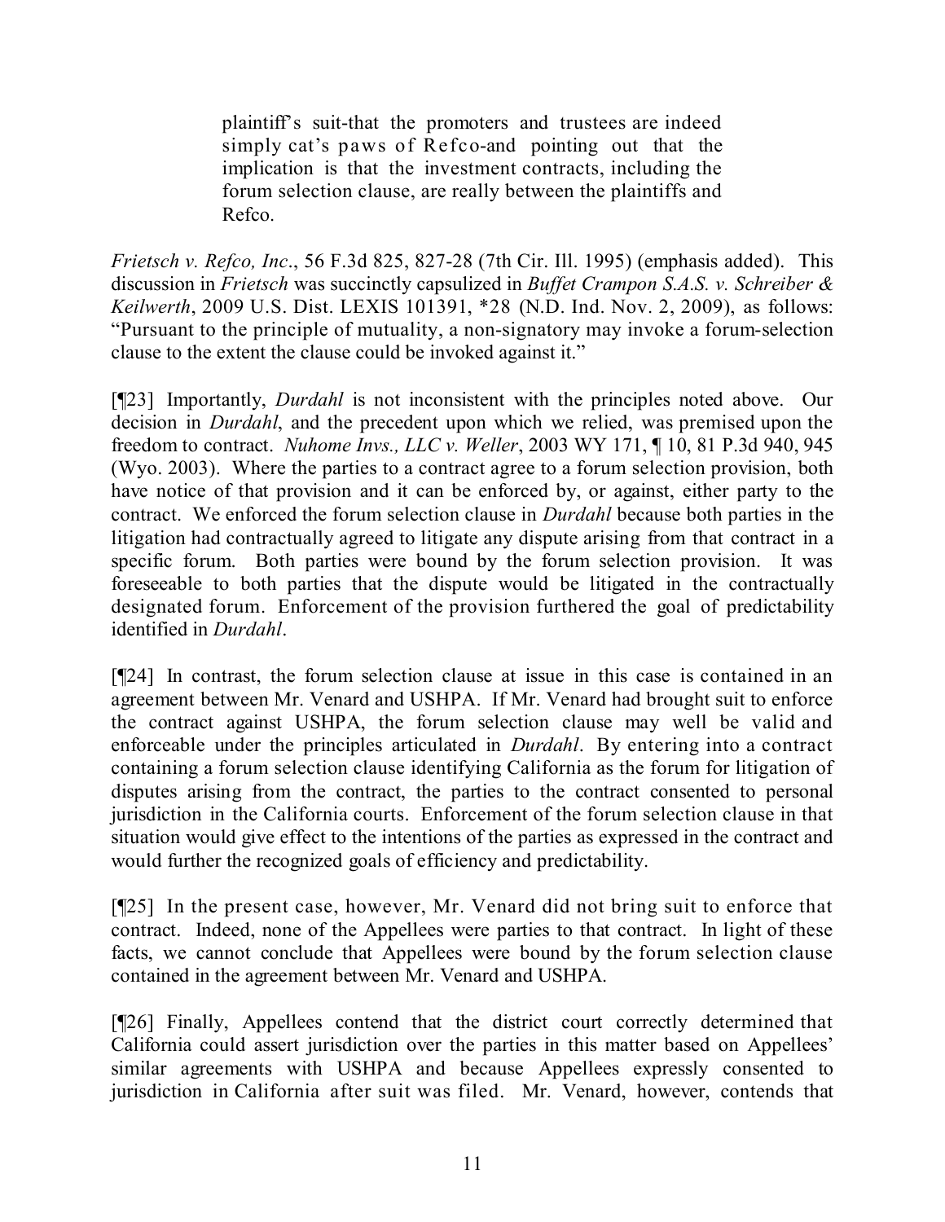> plaintiff's suit-that the promoters and trustees are indeed simply cat's paws of Refco-and pointing out that the implication is that the investment contracts, including the forum selection clause, are really between the plaintiffs and Refco.

*Frietsch v. Refco, Inc.*, 56 F.3d 825, 827-28 (7th Cir. Ill. 1995) (emphasis added). This discussion in *Frietsch* was succinctly capsulized in *Buffet Crampon S.A.S. v. Schreiber & Keilwerth*, 2009 U.S. Dist. LEXIS 101391, *28 (N.D. Ind. Nov. 2, 2009), as follows: "Pursuant to the principle of mutuality, a non-signatory may invoke a forum-selection clause to the extent the clause could be invoked against it."

[¶23] Importantly, *Durdahl* is not inconsistent with the principles noted above. Our decision in *Durdahl*, and the precedent upon which we relied, was premised upon the freedom to contract. *Nuhome Invs., LLC v. Weller*, 2003 WY 171, ¶ 10, 81 P.3d 940, 945 (Wyo. 2003). Where the parties to a contract agree to a forum selection provision, both have notice of that provision and it can be enforced by, or against, either party to the contract. We enforced the forum selection clause in *Durdahl* because both parties in the litigation had contractually agreed to litigate any dispute arising from that contract in a specific forum. Both parties were bound by the forum selection provision. It was foreseeable to both parties that the dispute would be litigated in the contractually designated forum. Enforcement of the provision furthered the goal of predictability identified in *Durdahl*.

[¶24] In contrast, the forum selection clause at issue in this case is contained in an agreement between Mr. Venard and USHPA. If Mr. Venard had brought suit to enforce the contract against USHPA, the forum selection clause may well be valid and enforceable under the principles articulated in *Durdahl*. By entering into a contract containing a forum selection clause identifying California as the forum for litigation of disputes arising from the contract, the parties to the contract consented to personal jurisdiction in the California courts. Enforcement of the forum selection clause in that situation would give effect to the intentions of the parties as expressed in the contract and would further the recognized goals of efficiency and predictability.

[¶25] In the present case, however, Mr. Venard did not bring suit to enforce that contract. Indeed, none of the Appellees were parties to that contract. In light of these facts, we cannot conclude that Appellees were bound by the forum selection clause contained in the agreement between Mr. Venard and USHPA.

[¶26] Finally, Appellees contend that the district court correctly determined that California could assert jurisdiction over the parties in this matter based on Appellees' similar agreements with USHPA and because Appellees expressly consented to jurisdiction in California after suit was filed. Mr. Venard, however, contends that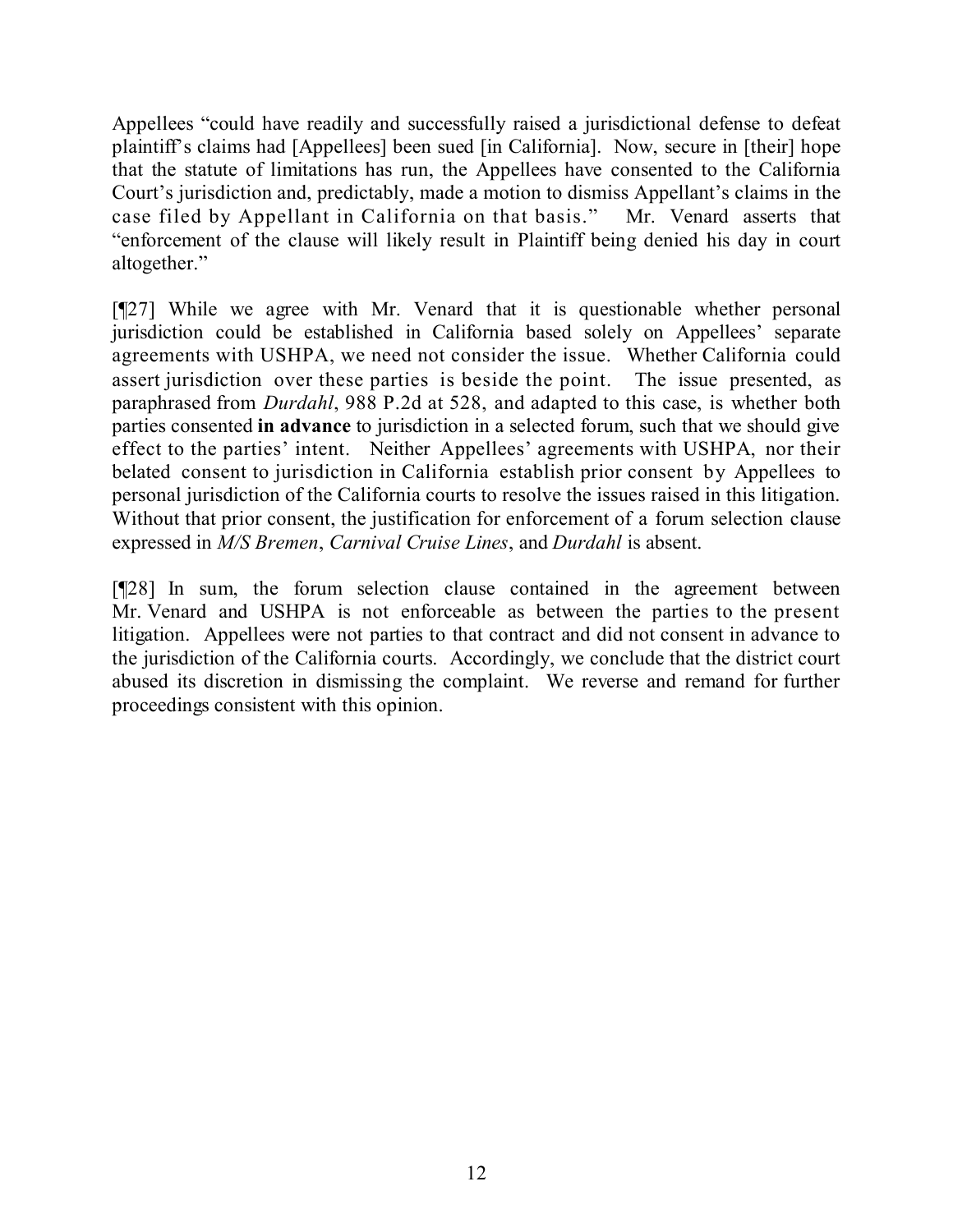Appellees "could have readily and successfully raised a jurisdictional defense to defeat plaintiff's claims had [Appellees] been sued [in California]. Now, secure in [their] hope that the statute of limitations has run, the Appellees have consented to the California Court's jurisdiction and, predictably, made a motion to dismiss Appellant's claims in the case filed by Appellant in California on that basis." Mr. Venard asserts that "enforcement of the clause will likely result in Plaintiff being denied his day in court altogether."

[¶27] While we agree with Mr. Venard that it is questionable whether personal jurisdiction could be established in California based solely on Appellees' separate agreements with USHPA, we need not consider the issue. Whether California could assert jurisdiction over these parties is beside the point. The issue presented, as paraphrased from *Durdahl*, 988 P.2d at 528, and adapted to this case, is whether both parties consented **in advance** to jurisdiction in a selected forum, such that we should give effect to the parties' intent. Neither Appellees' agreements with USHPA, nor their belated consent to jurisdiction in California establish prior consent by Appellees to personal jurisdiction of the California courts to resolve the issues raised in this litigation. Without that prior consent, the justification for enforcement of a forum selection clause expressed in *M/S Bremen*, *Carnival Cruise Lines*, and *Durdahl* is absent.

[¶28] In sum, the forum selection clause contained in the agreement between Mr. Venard and USHPA is not enforceable as between the parties to the present litigation. Appellees were not parties to that contract and did not consent in advance to the jurisdiction of the California courts. Accordingly, we conclude that the district court abused its discretion in dismissing the complaint. We reverse and remand for further proceedings consistent with this opinion.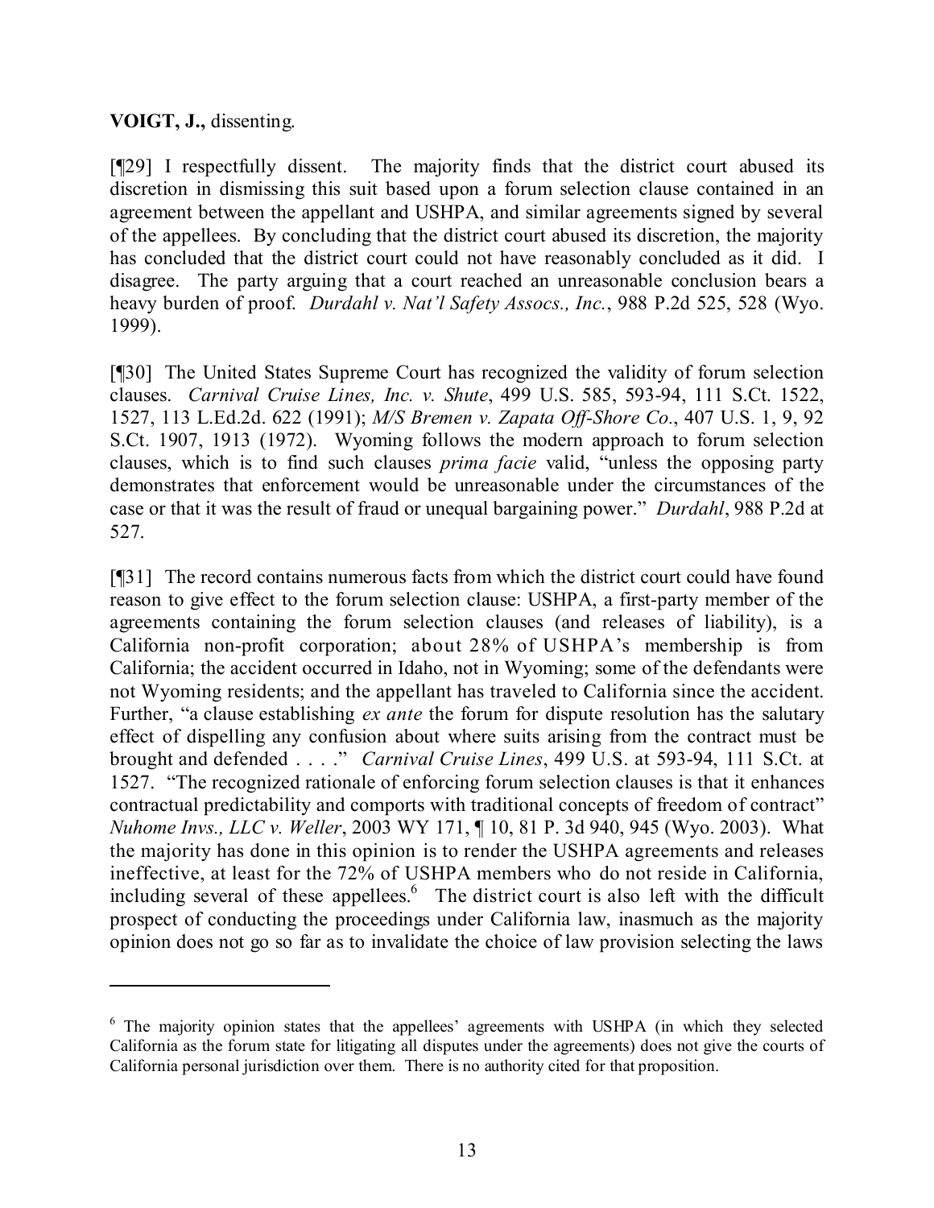**VOIGT, J.,** dissenting.

[¶29] I respectfully dissent. The majority finds that the district court abused its discretion in dismissing this suit based upon a forum selection clause contained in an agreement between the appellant and USHPA, and similar agreements signed by several of the appellees. By concluding that the district court abused its discretion, the majority has concluded that the district court could not have reasonably concluded as it did. I disagree. The party arguing that a court reached an unreasonable conclusion bears a heavy burden of proof. *Durdahl v. Nat'l Safety Assocs., Inc.*, 988 P.2d 525, 528 (Wyo. 1999).

[¶30] The United States Supreme Court has recognized the validity of forum selection clauses. *Carnival Cruise Lines, Inc. v. Shute*, 499 U.S. 585, 593-94, 111 S.Ct. 1522, 1527, 113 L.Ed.2d. 622 (1991); *M/S Bremen v. Zapata Off-Shore Co.*, 407 U.S. 1, 9, 92 S.Ct. 1907, 1913 (1972). Wyoming follows the modern approach to forum selection clauses, which is to find such clauses *prima facie* valid, "unless the opposing party demonstrates that enforcement would be unreasonable under the circumstances of the case or that it was the result of fraud or unequal bargaining power." *Durdahl*, 988 P.2d at 527.

[¶31] The record contains numerous facts from which the district court could have found reason to give effect to the forum selection clause: USHPA, a first-party member of the agreements containing the forum selection clauses (and releases of liability), is a California non-profit corporation; about 28% of USHPA's membership is from California; the accident occurred in Idaho, not in Wyoming; some of the defendants were not Wyoming residents; and the appellant has traveled to California since the accident. Further, "a clause establishing *ex ante* the forum for dispute resolution has the salutary effect of dispelling any confusion about where suits arising from the contract must be brought and defended . . . ." *Carnival Cruise Lines*, 499 U.S. at 593-94, 111 S.Ct. at 1527. "The recognized rationale of enforcing forum selection clauses is that it enhances contractual predictability and comports with traditional concepts of freedom of contract" *Nuhome Invs., LLC v. Weller*, 2003 WY 171, ¶ 10, 81 P. 3d 940, 945 (Wyo. 2003). What the majority has done in this opinion is to render the USHPA agreements and releases ineffective, at least for the 72% of USHPA members who do not reside in California, including several of these appellees.[6] The district court is also left with the difficult prospect of conducting the proceedings under California law, inasmuch as the majority opinion does not go so far as to invalidate the choice of law provision selecting the laws

---

[6] The majority opinion states that the appellees' agreements with USHPA (in which they selected California as the forum state for litigating all disputes under the agreements) does not give the courts of California personal jurisdiction over them. There is no authority cited for that proposition.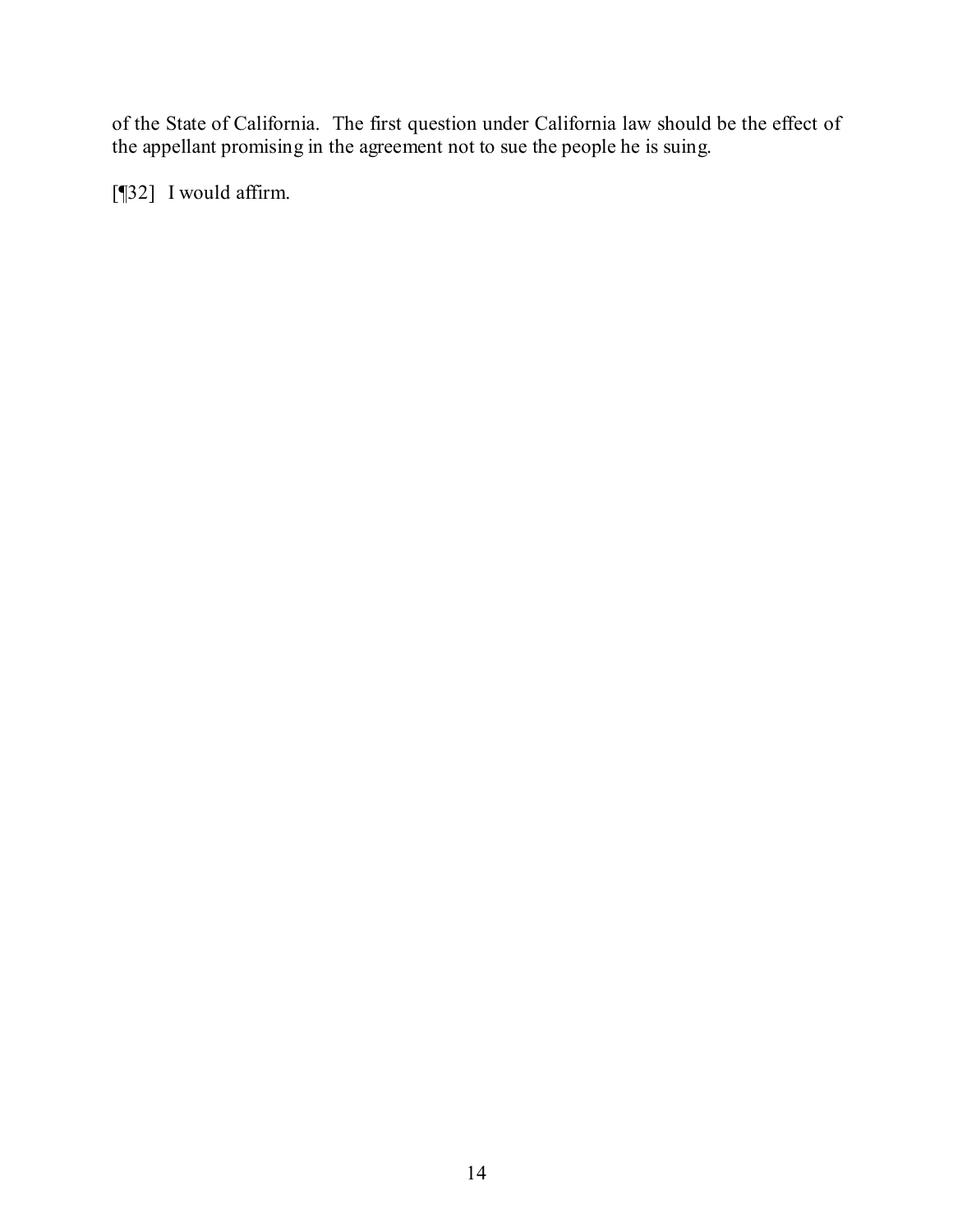of the State of California. The first question under California law should be the effect of the appellant promising in the agreement not to sue the people he is suing.

[¶32] I would affirm.